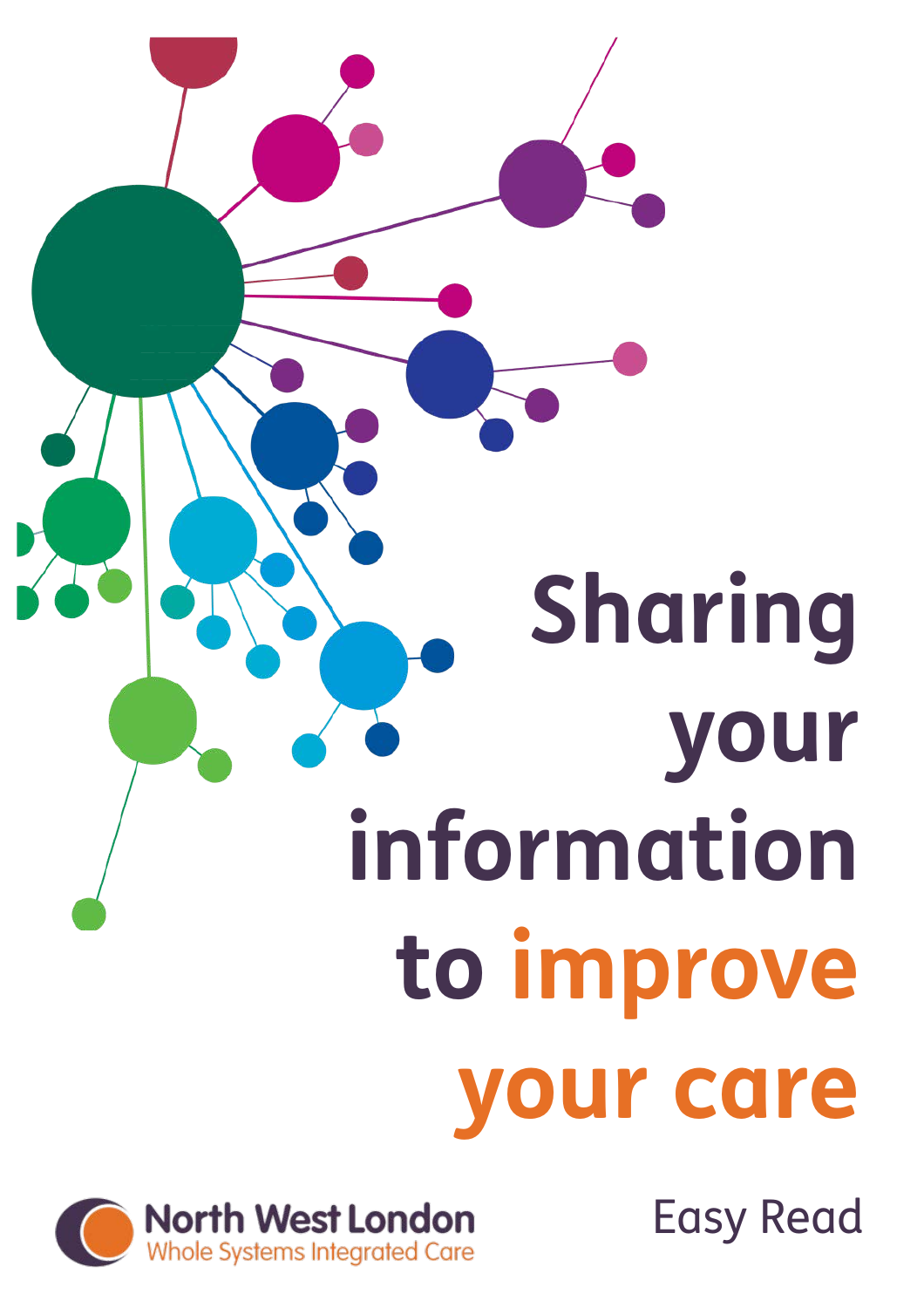# Sharing your information to improve your care

North West London
Whole Systems Integrated Care

Easy Read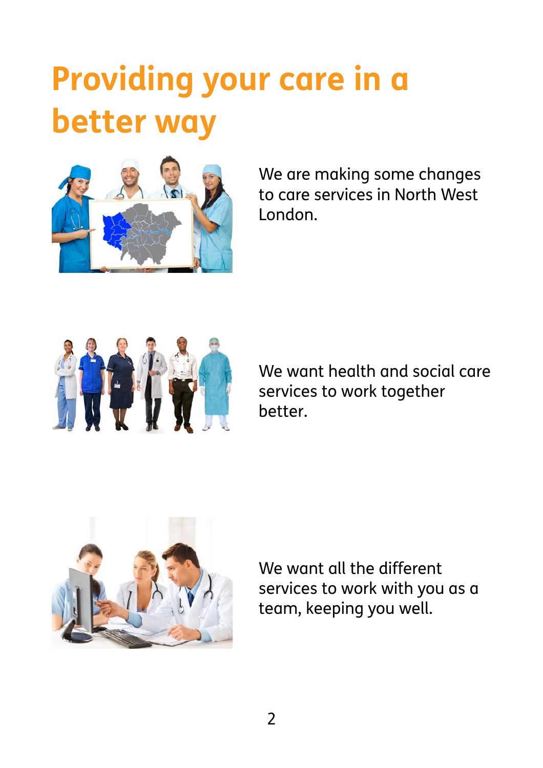# Providing your care in a better way

We are making some changes to care services in North West London.

We want health and social care services to work together better.

We want all the different services to work with you as a team, keeping you well.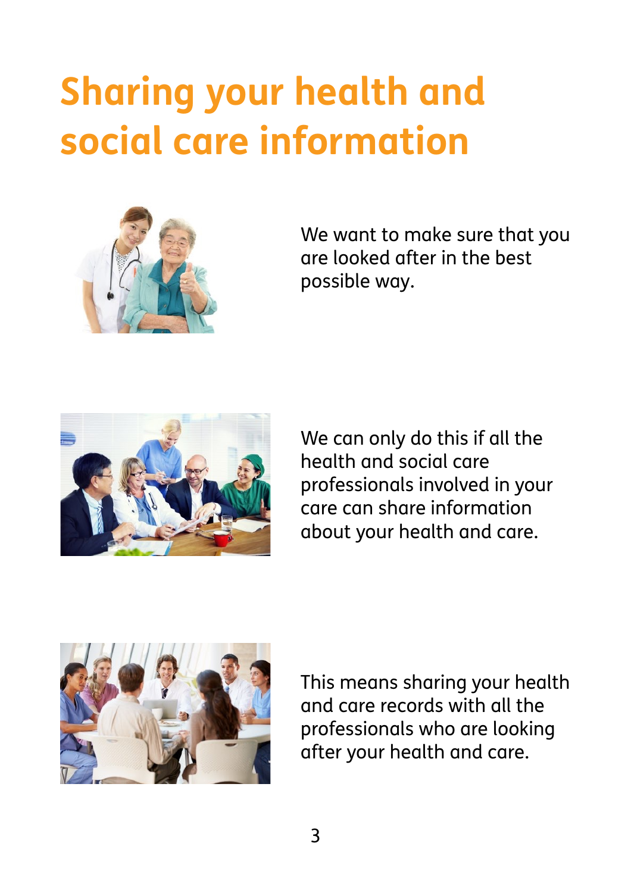# Sharing your health and social care information

We want to make sure that you are looked after in the best possible way.

We can only do this if all the health and social care professionals involved in your care can share information about your health and care.

This means sharing your health and care records with all the professionals who are looking after your health and care.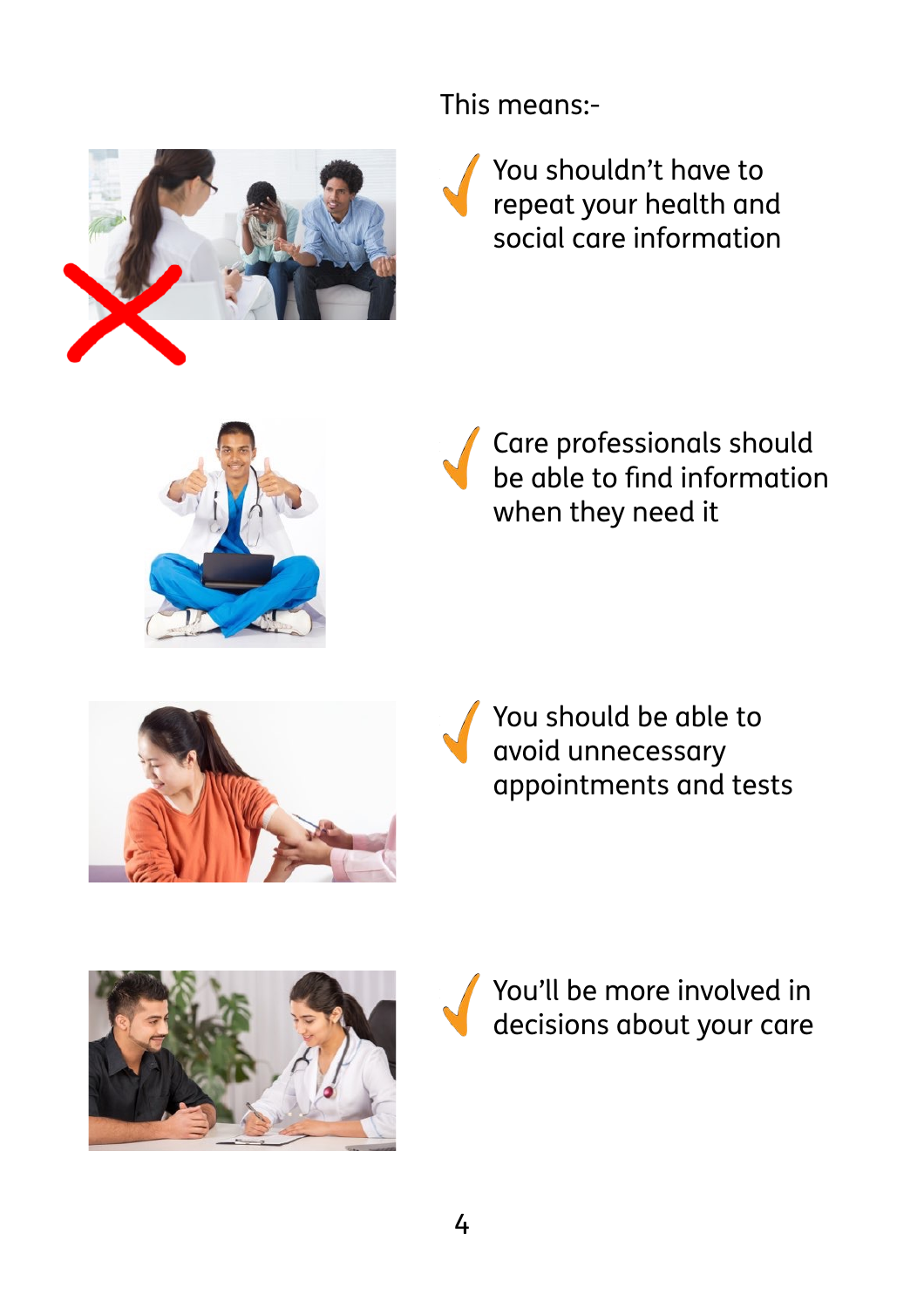This means:-

- ✓ You shouldn't have to repeat your health and social care information

- ✓ Care professionals should be able to find information when they need it

- ✓ You should be able to avoid unnecessary appointments and tests

- ✓ You'll be more involved in decisions about your care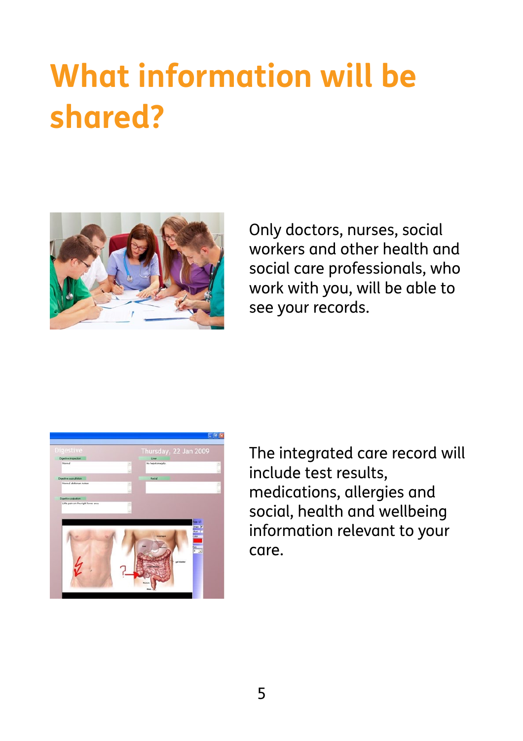# What information will be shared?

Only doctors, nurses, social workers and other health and social care professionals, who work with you, will be able to see your records.

The integrated care record will include test results, medications, allergies and social, health and wellbeing information relevant to your care.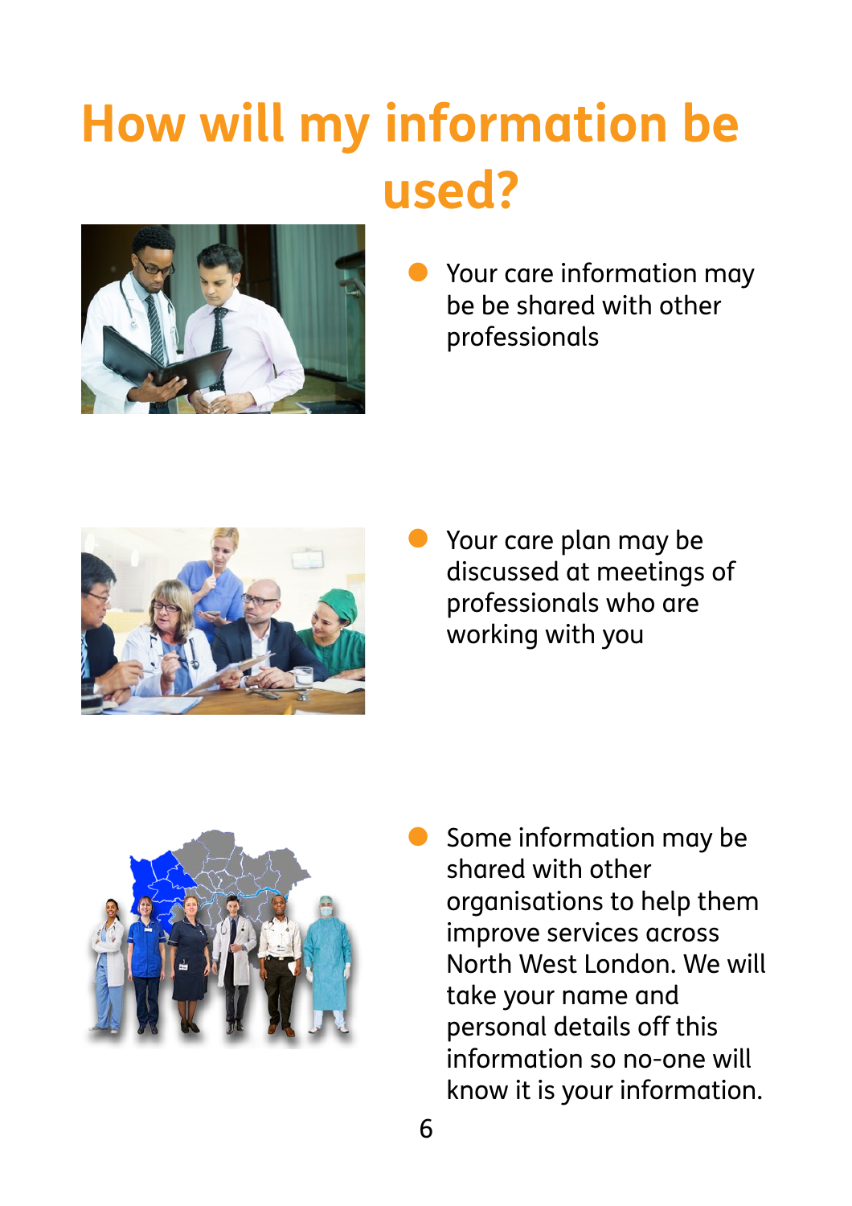# How will my information be used?

- Your care information may be be shared with other professionals

- Your care plan may be discussed at meetings of professionals who are working with you

- Some information may be shared with other organisations to help them improve services across North West London. We will take your name and personal details off this information so no-one will know it is your information.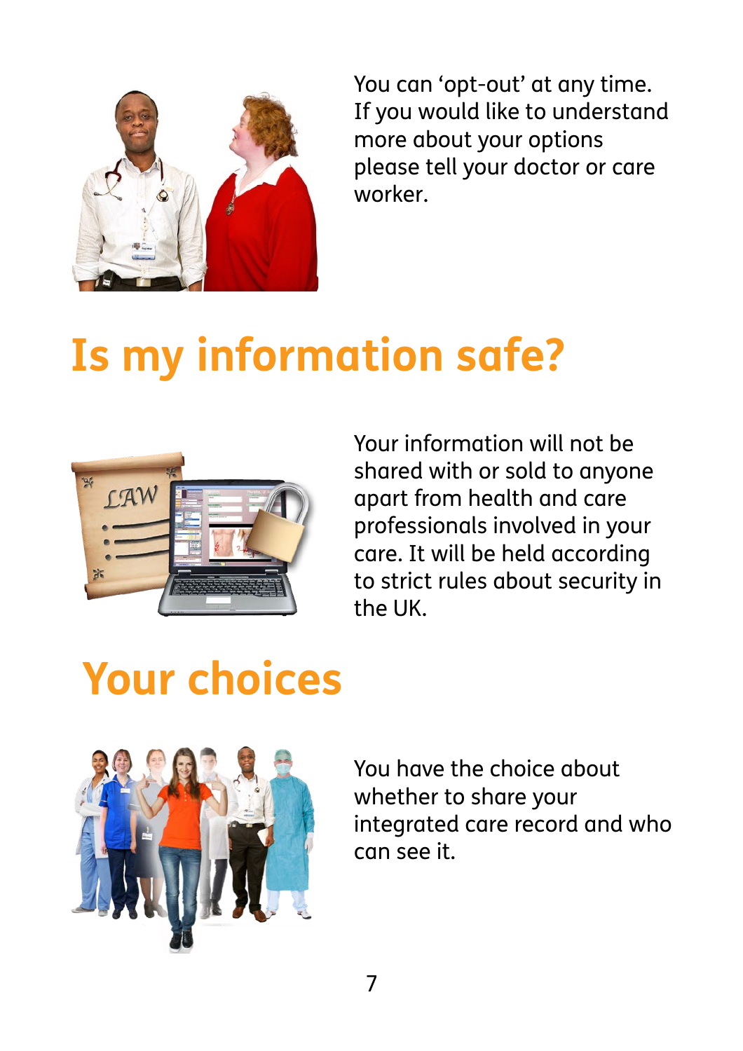You can 'opt-out' at any time. If you would like to understand more about your options please tell your doctor or care worker.

## Is my information safe?

Your information will not be shared with or sold to anyone apart from health and care professionals involved in your care. It will be held according to strict rules about security in the UK.

## Your choices

You have the choice about whether to share your integrated care record and who can see it.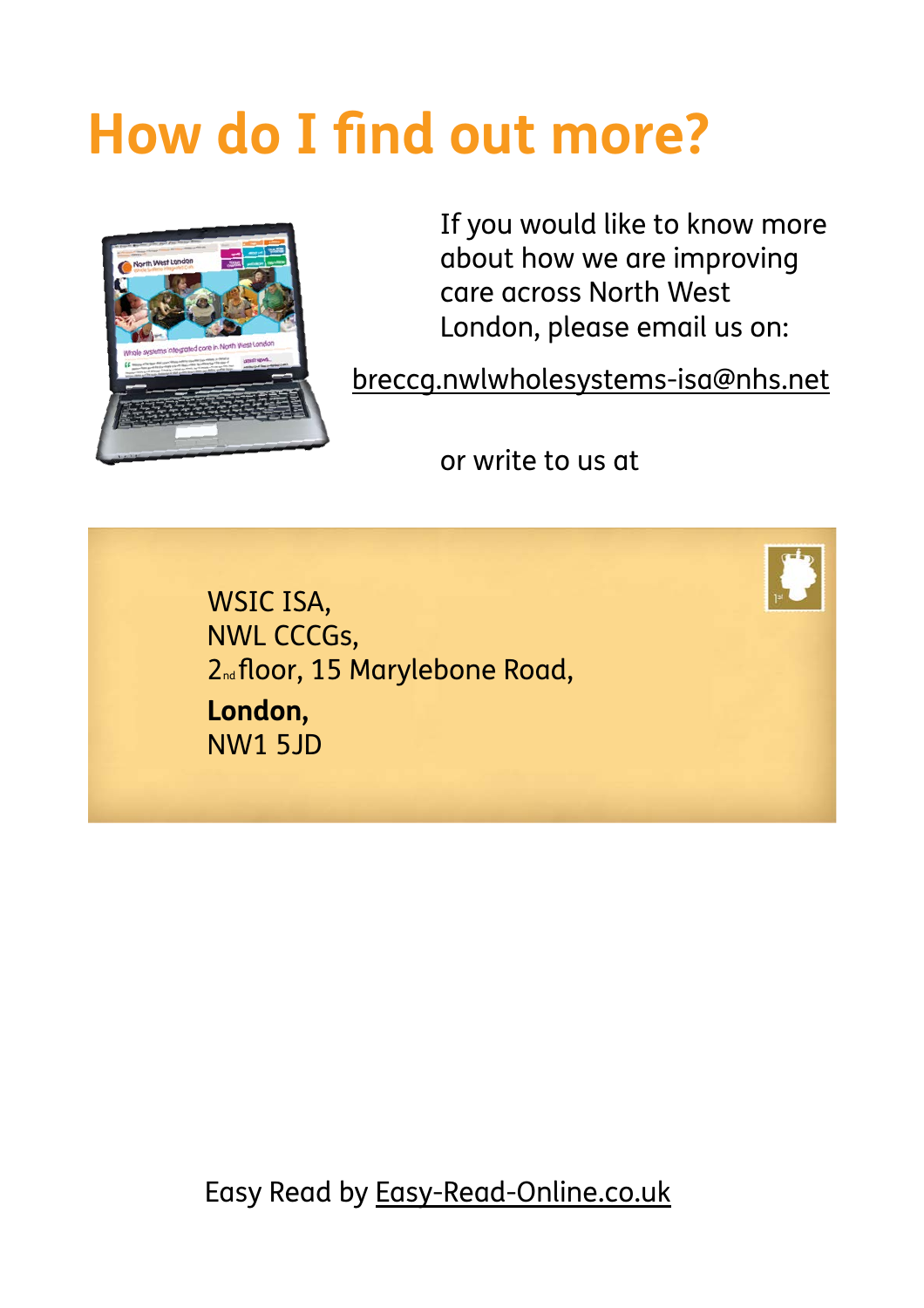# How do I find out more?

If you would like to know more about how we are improving care across North West London, please email us on:

breccg.nwlwholesystems-isa@nhs.net

or write to us at

WSIC ISA,
NWL CCCGs,
2nd floor, 15 Marylebone Road,
**London,**
NW1 5JD

Easy Read by Easy-Read-Online.co.uk